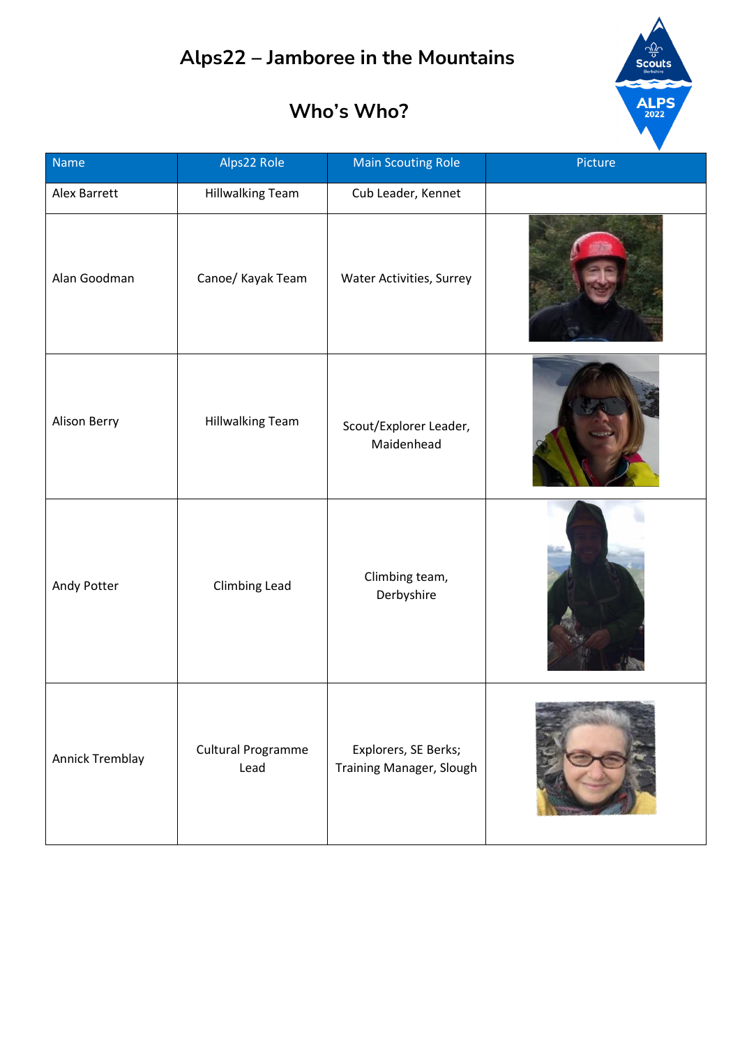# Alps22 – Jamboree in the Mountains

## Who's Who?

| Name | Alps22 Role | Main Scouting Role | Picture |
| --- | --- | --- | --- |
| Alex Barrett | Hillwalking Team | Cub Leader, Kennet | |
| Alan Goodman | Canoe/ Kayak Team | Water Activities, Surrey | |
| Alison Berry | Hillwalking Team | Scout/Explorer Leader, Maidenhead | |
| Andy Potter | Climbing Lead | Climbing team, Derbyshire | |
| Annick Tremblay | Cultural Programme Lead | Explorers, SE Berks; Training Manager, Slough | |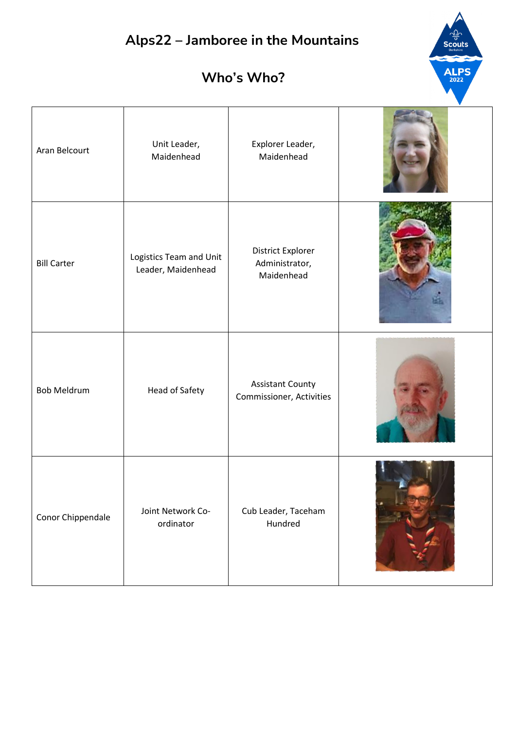# Alps22 – Jamboree in the Mountains

## Who's Who?

| | | | |
|---|---|---|---|
| Aran Belcourt | Unit Leader, Maidenhead | Explorer Leader, Maidenhead | |
| Bill Carter | Logistics Team and Unit Leader, Maidenhead | District Explorer Administrator, Maidenhead | |
| Bob Meldrum | Head of Safety | Assistant County Commissioner, Activities | |
| Conor Chippendale | Joint Network Co-ordinator | Cub Leader, Taceham Hundred | |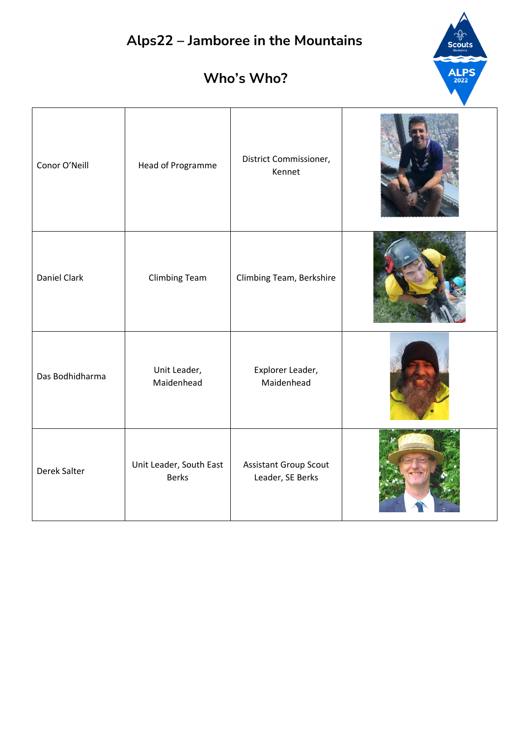# Alps22 – Jamboree in the Mountains

## Who's Who?

| | | | |
|---|---|---|---|
| Conor O'Neill | Head of Programme | District Commissioner, Kennet | |
| Daniel Clark | Climbing Team | Climbing Team, Berkshire | |
| Das Bodhidharma | Unit Leader, Maidenhead | Explorer Leader, Maidenhead | |
| Derek Salter | Unit Leader, South East Berks | Assistant Group Scout Leader, SE Berks | |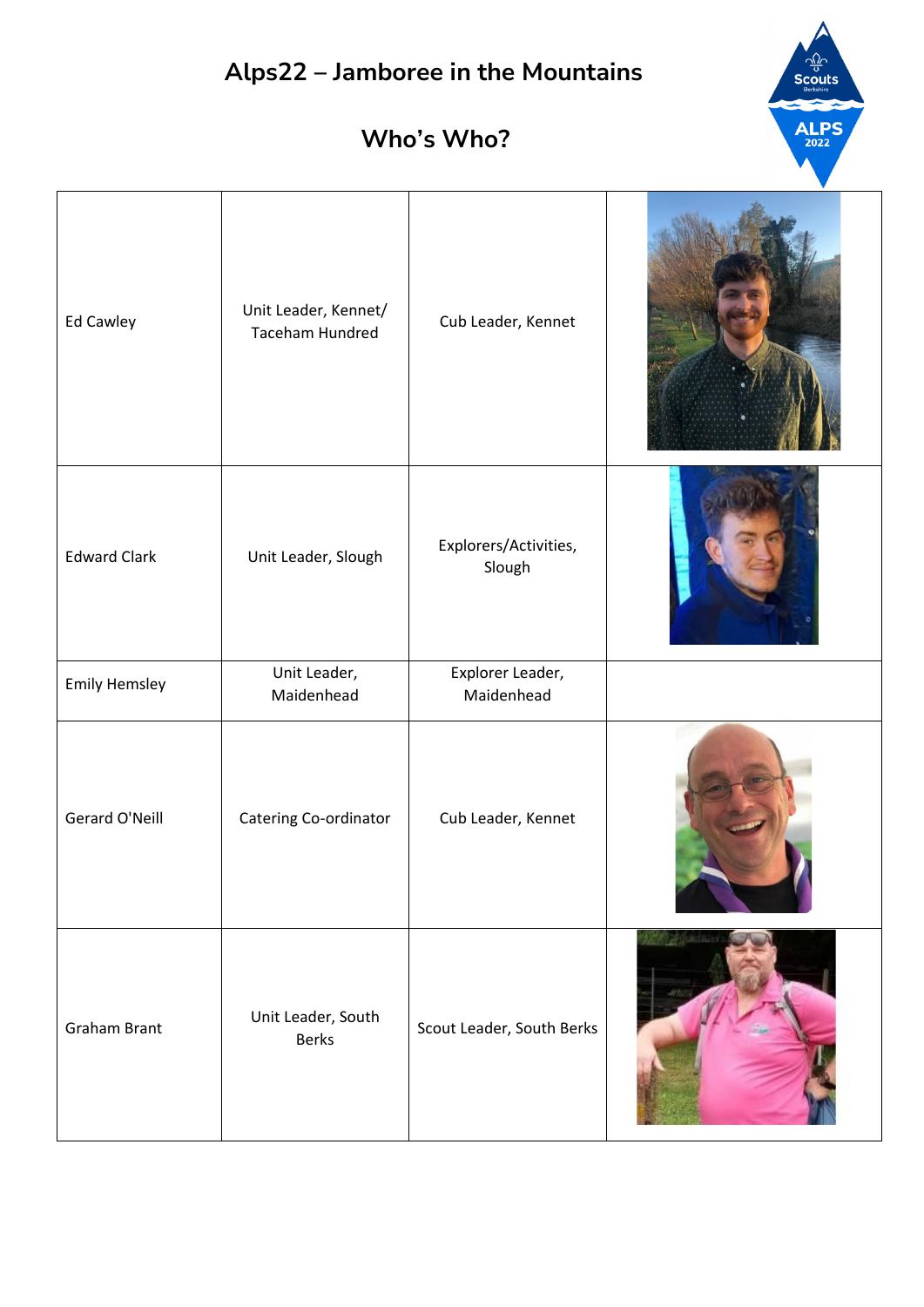# Alps22 – Jamboree in the Mountains

## Who's Who?

| | | | |
|---|---|---|---|
| Ed Cawley | Unit Leader, Kennet/ Taceham Hundred | Cub Leader, Kennet | |
| Edward Clark | Unit Leader, Slough | Explorers/Activities, Slough | |
| Emily Hemsley | Unit Leader, Maidenhead | Explorer Leader, Maidenhead | |
| Gerard O'Neill | Catering Co-ordinator | Cub Leader, Kennet | |
| Graham Brant | Unit Leader, South Berks | Scout Leader, South Berks | |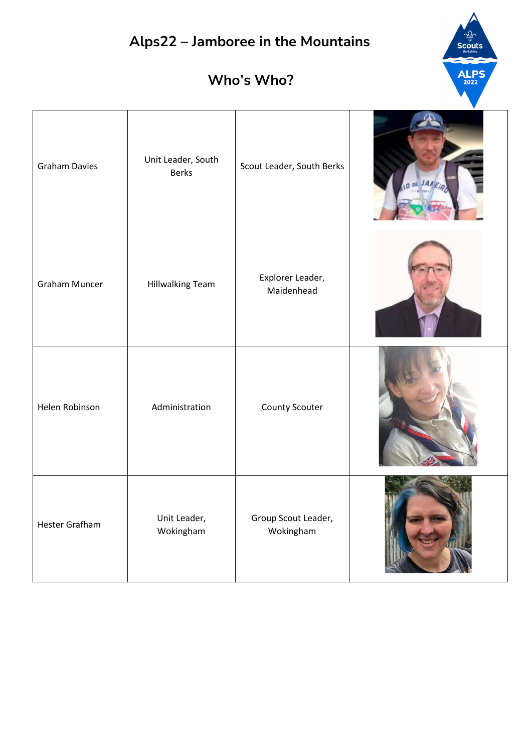# Alps22 – Jamboree in the Mountains

## Who's Who?

| | | | |
|---|---|---|---|
| Graham Davies | Unit Leader, South Berks | Scout Leader, South Berks | |
| Graham Muncer | Hillwalking Team | Explorer Leader, Maidenhead | |
| Helen Robinson | Administration | County Scouter | |
| Hester Grafham | Unit Leader, Wokingham | Group Scout Leader, Wokingham | |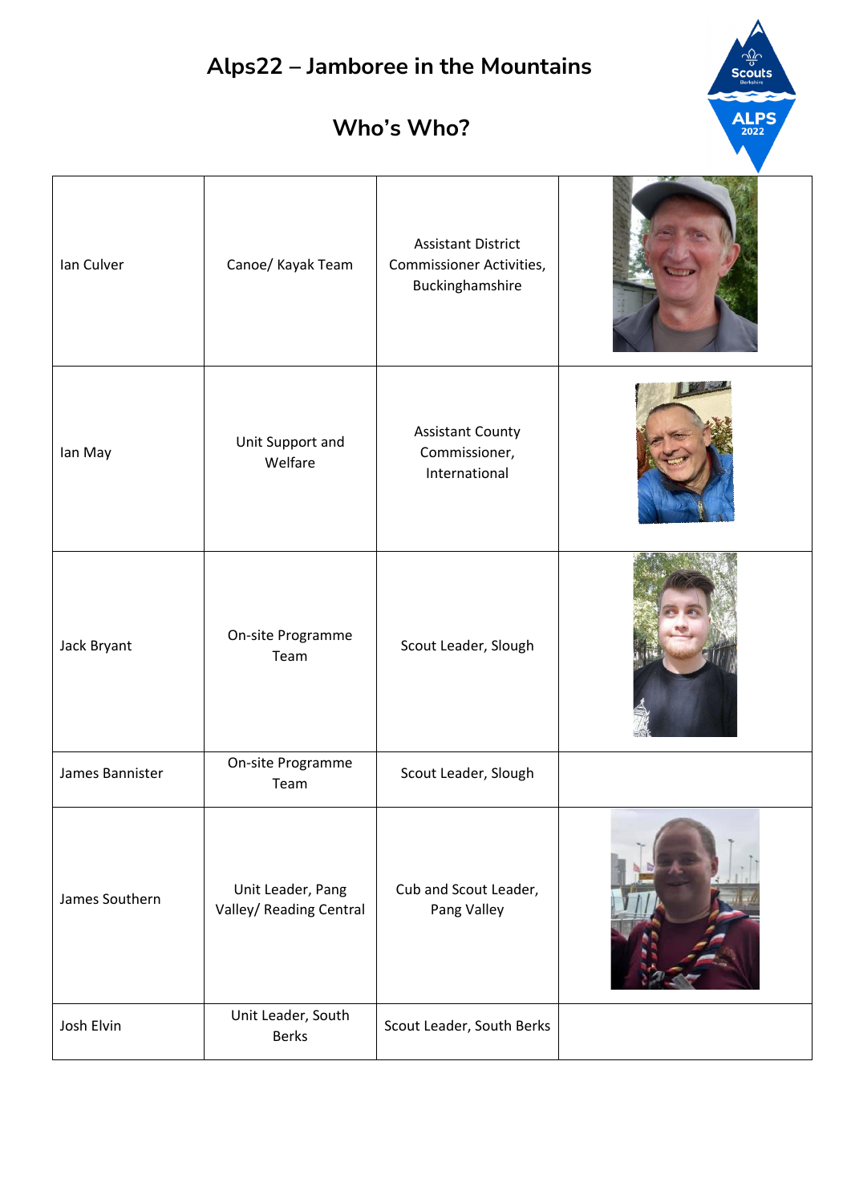# Alps22 – Jamboree in the Mountains

## Who's Who?

| | | | |
|---|---|---|---|
| Ian Culver | Canoe/ Kayak Team | Assistant District Commissioner Activities, Buckinghamshire | |
| Ian May | Unit Support and Welfare | Assistant County Commissioner, International | |
| Jack Bryant | On-site Programme Team | Scout Leader, Slough | |
| James Bannister | On-site Programme Team | Scout Leader, Slough | |
| James Southern | Unit Leader, Pang Valley/ Reading Central | Cub and Scout Leader, Pang Valley | |
| Josh Elvin | Unit Leader, South Berks | Scout Leader, South Berks | |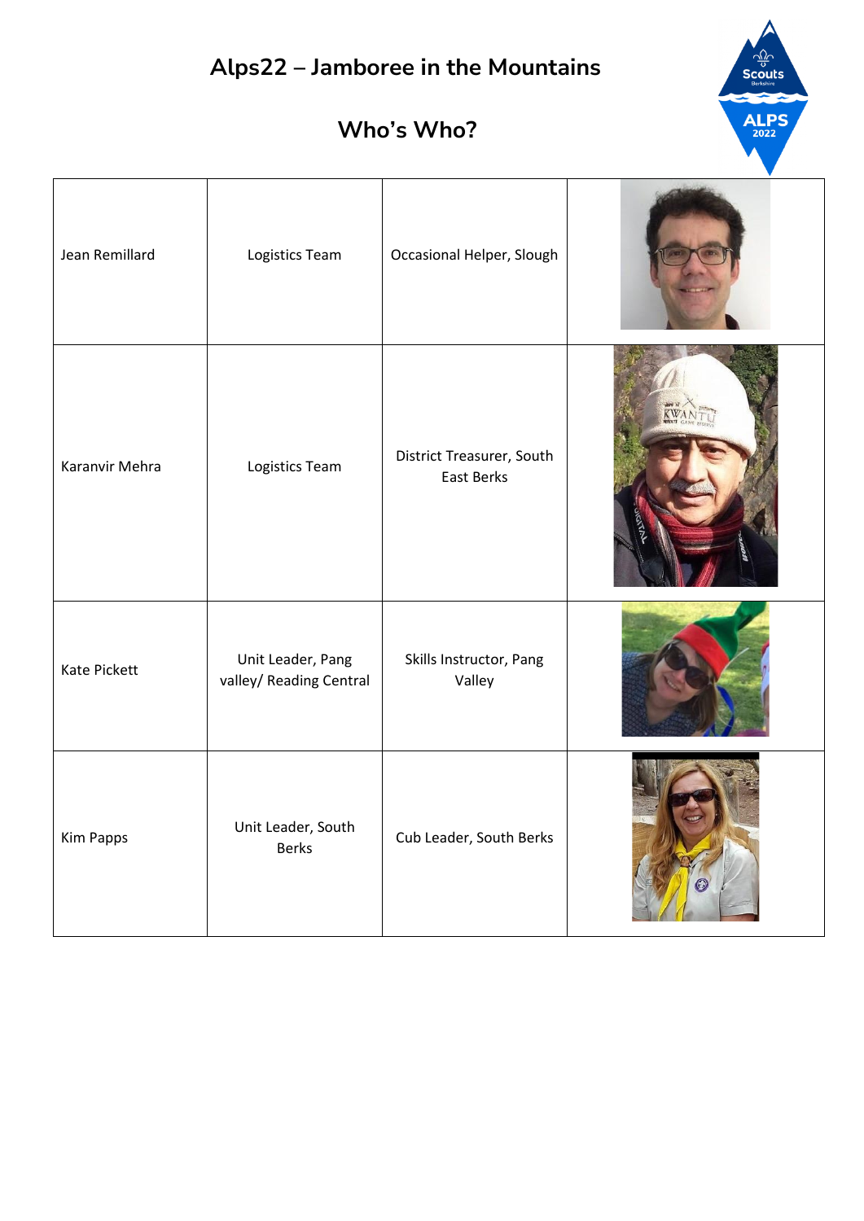# Alps22 – Jamboree in the Mountains

## Who's Who?

| | | | |
|---|---|---|---|
| Jean Remillard | Logistics Team | Occasional Helper, Slough | |
| Karanvir Mehra | Logistics Team | District Treasurer, South East Berks | |
| Kate Pickett | Unit Leader, Pang valley/ Reading Central | Skills Instructor, Pang Valley | |
| Kim Papps | Unit Leader, South Berks | Cub Leader, South Berks | |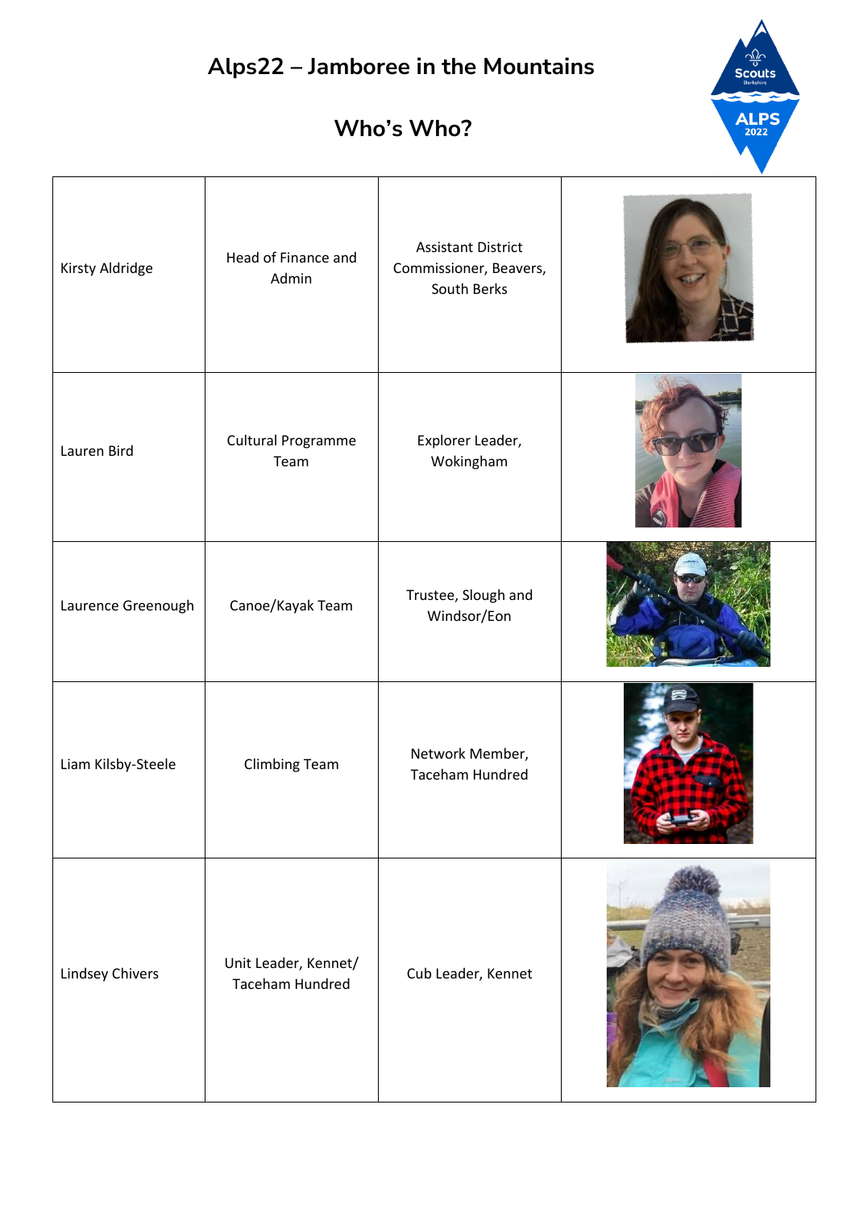# Alps22 – Jamboree in the Mountains

## Who's Who?

| | | | |
|---|---|---|---|
| Kirsty Aldridge | Head of Finance and Admin | Assistant District Commissioner, Beavers, South Berks | |
| Lauren Bird | Cultural Programme Team | Explorer Leader, Wokingham | |
| Laurence Greenough | Canoe/Kayak Team | Trustee, Slough and Windsor/Eon | |
| Liam Kilsby-Steele | Climbing Team | Network Member, Taceham Hundred | |
| Lindsey Chivers | Unit Leader, Kennet/ Taceham Hundred | Cub Leader, Kennet | |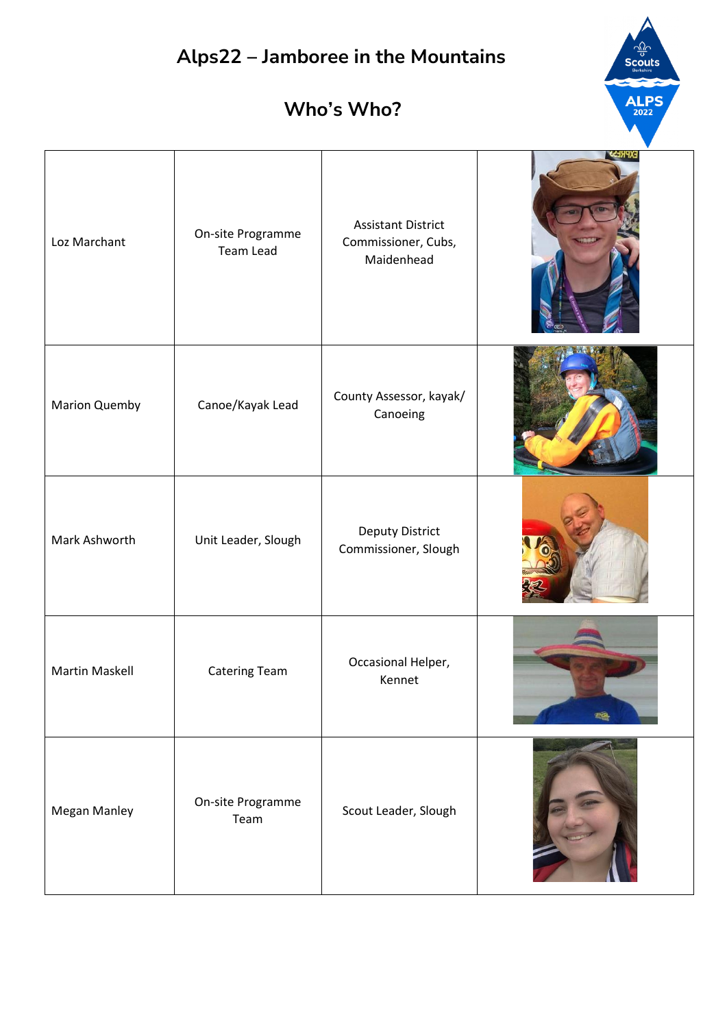# Alps22 – Jamboree in the Mountains

## Who's Who?

| | | | |
|---|---|---|---|
| Loz Marchant | On-site Programme Team Lead | Assistant District Commissioner, Cubs, Maidenhead | |
| Marion Quemby | Canoe/Kayak Lead | County Assessor, kayak/ Canoeing | |
| Mark Ashworth | Unit Leader, Slough | Deputy District Commissioner, Slough | |
| Martin Maskell | Catering Team | Occasional Helper, Kennet | |
| Megan Manley | On-site Programme Team | Scout Leader, Slough | |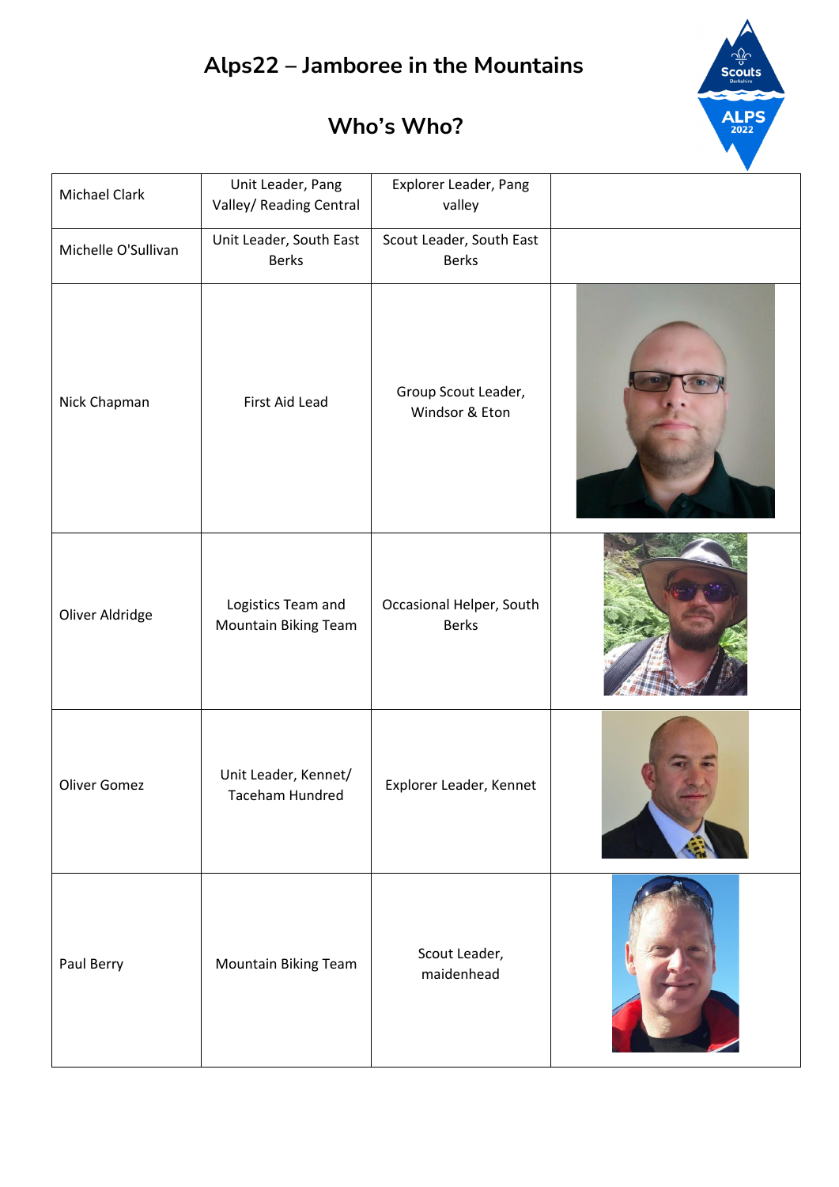# Alps22 – Jamboree in the Mountains

## Who's Who?

| | | | |
|---|---|---|---|
| Michael Clark | Unit Leader, Pang Valley/ Reading Central | Explorer Leader, Pang valley | |
| Michelle O'Sullivan | Unit Leader, South East Berks | Scout Leader, South East Berks | |
| Nick Chapman | First Aid Lead | Group Scout Leader, Windsor & Eton | |
| Oliver Aldridge | Logistics Team and Mountain Biking Team | Occasional Helper, South Berks | |
| Oliver Gomez | Unit Leader, Kennet/ Taceham Hundred | Explorer Leader, Kennet | |
| Paul Berry | Mountain Biking Team | Scout Leader, maidenhead | |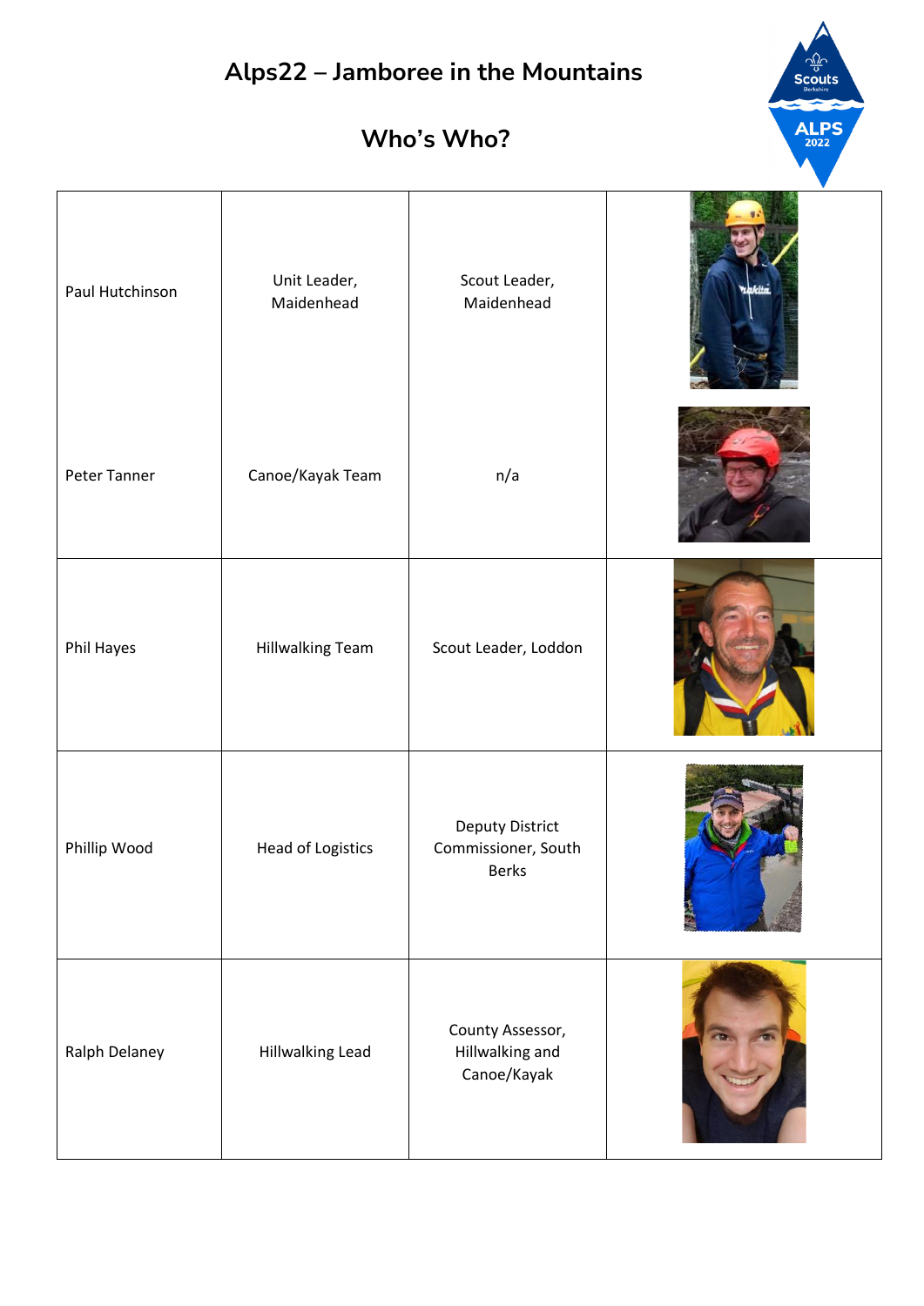# Alps22 – Jamboree in the Mountains

## Who's Who?

| | | | |
|---|---|---|---|
| Paul Hutchinson | Unit Leader, Maidenhead | Scout Leader, Maidenhead | |
| Peter Tanner | Canoe/Kayak Team | n/a | |
| Phil Hayes | Hillwalking Team | Scout Leader, Loddon | |
| Phillip Wood | Head of Logistics | Deputy District Commissioner, South Berks | |
| Ralph Delaney | Hillwalking Lead | County Assessor, Hillwalking and Canoe/Kayak | |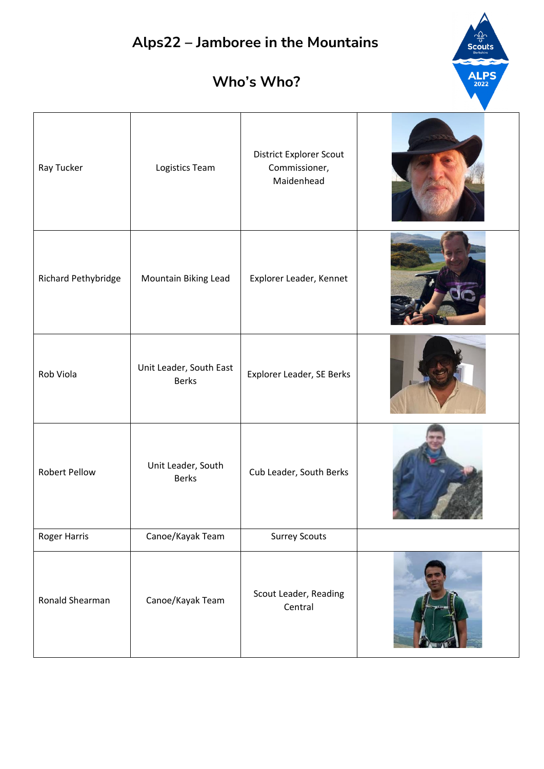# Alps22 – Jamboree in the Mountains

## Who's Who?

| | | | |
|---|---|---|---|
| Ray Tucker | Logistics Team | District Explorer Scout Commissioner, Maidenhead | |
| Richard Pethybridge | Mountain Biking Lead | Explorer Leader, Kennet | |
| Rob Viola | Unit Leader, South East Berks | Explorer Leader, SE Berks | |
| Robert Pellow | Unit Leader, South Berks | Cub Leader, South Berks | |
| Roger Harris | Canoe/Kayak Team | Surrey Scouts | |
| Ronald Shearman | Canoe/Kayak Team | Scout Leader, Reading Central | |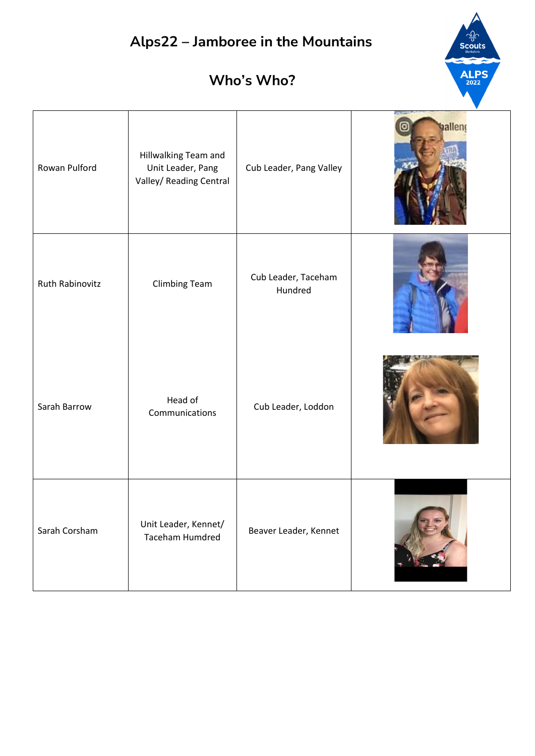# Alps22 – Jamboree in the Mountains

## Who's Who?

| | | | |
|---|---|---|---|
| Rowan Pulford | Hillwalking Team and Unit Leader, Pang Valley/ Reading Central | Cub Leader, Pang Valley | |
| Ruth Rabinovitz | Climbing Team | Cub Leader, Taceham Hundred | |
| Sarah Barrow | Head of Communications | Cub Leader, Loddon | |
| Sarah Corsham | Unit Leader, Kennet/ Taceham Humdred | Beaver Leader, Kennet | |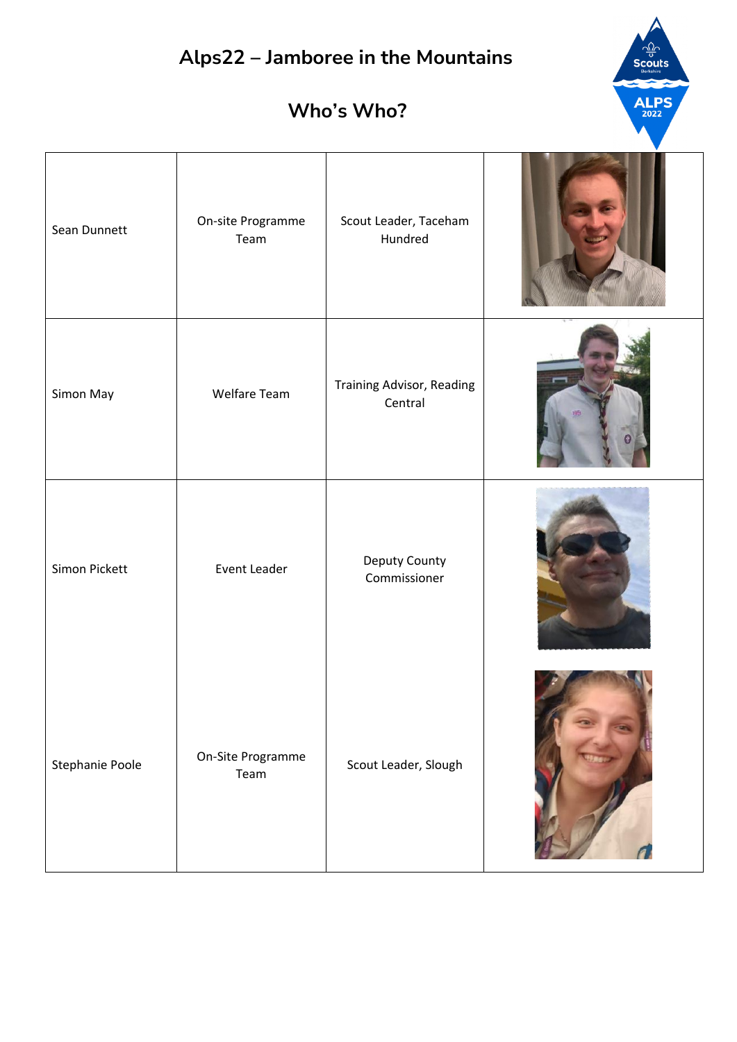# Alps22 – Jamboree in the Mountains

## Who's Who?

| | | | |
|---|---|---|---|
| Sean Dunnett | On-site Programme Team | Scout Leader, Taceham Hundred | |
| Simon May | Welfare Team | Training Advisor, Reading Central | |
| Simon Pickett | Event Leader | Deputy County Commissioner | |
| Stephanie Poole | On-Site Programme Team | Scout Leader, Slough | |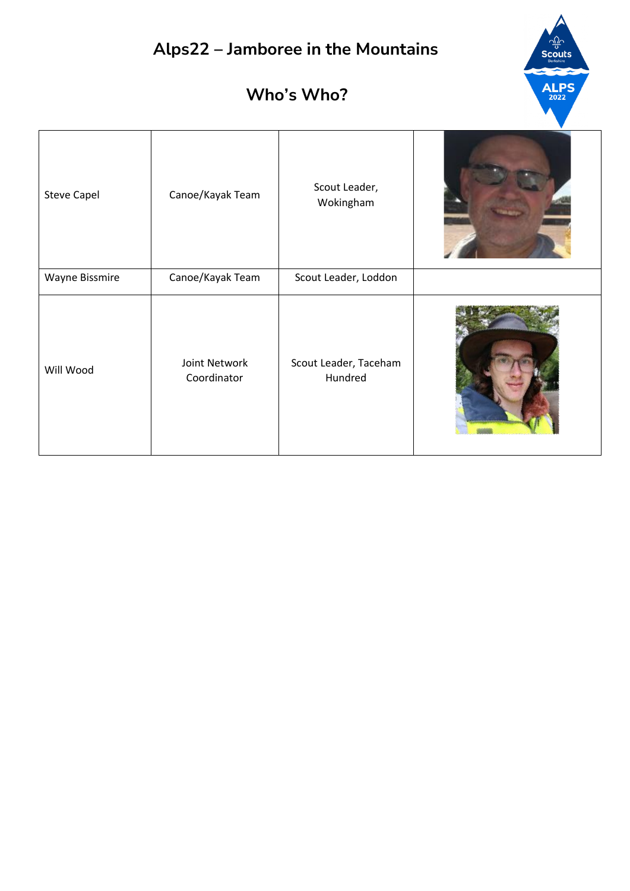# Alps22 – Jamboree in the Mountains

## Who's Who?

| | | | |
|---|---|---|---|
| Steve Capel | Canoe/Kayak Team | Scout Leader, Wokingham | |
| Wayne Bissmire | Canoe/Kayak Team | Scout Leader, Loddon | |
| Will Wood | Joint Network Coordinator | Scout Leader, Taceham Hundred | |